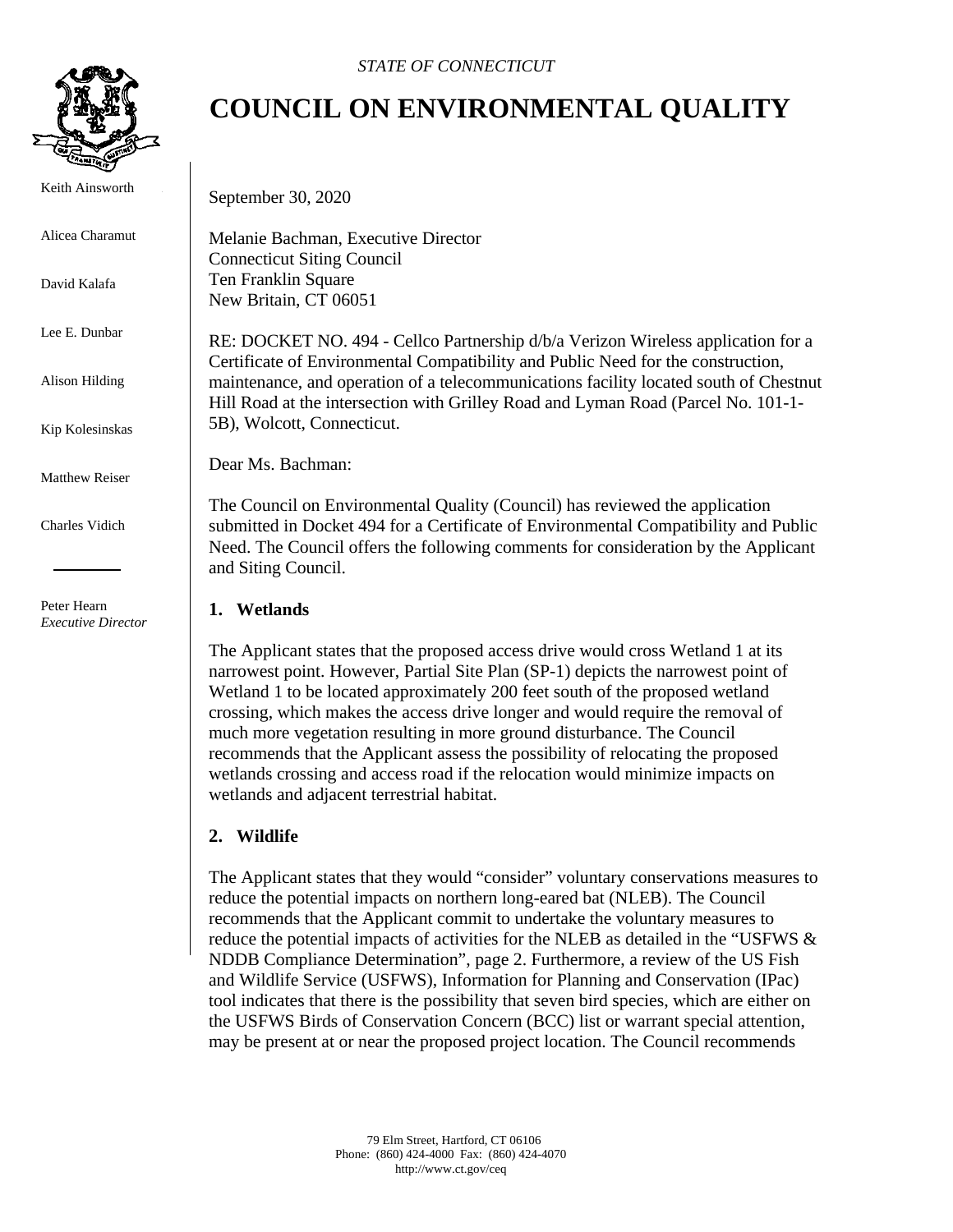*STATE OF CONNECTICUT*

# COUNCIL ON ENVIRONMENTAL QUALITY

Keith Ainsworth

Alicea Charamut

David Kalafa

Lee E. Dunbar

Alison Hilding

Kip Kolesinskas

Matthew Reiser

Charles Vidich

Peter Hearn
*Executive Director*

September 30, 2020

Melanie Bachman, Executive Director
Connecticut Siting Council
Ten Franklin Square
New Britain, CT 06051

RE: DOCKET NO. 494 - Cellco Partnership d/b/a Verizon Wireless application for a Certificate of Environmental Compatibility and Public Need for the construction, maintenance, and operation of a telecommunications facility located south of Chestnut Hill Road at the intersection with Grilley Road and Lyman Road (Parcel No. 101-1-5B), Wolcott, Connecticut.

Dear Ms. Bachman:

The Council on Environmental Quality (Council) has reviewed the application submitted in Docket 494 for a Certificate of Environmental Compatibility and Public Need. The Council offers the following comments for consideration by the Applicant and Siting Council.

## 1. Wetlands

The Applicant states that the proposed access drive would cross Wetland 1 at its narrowest point. However, Partial Site Plan (SP-1) depicts the narrowest point of Wetland 1 to be located approximately 200 feet south of the proposed wetland crossing, which makes the access drive longer and would require the removal of much more vegetation resulting in more ground disturbance. The Council recommends that the Applicant assess the possibility of relocating the proposed wetlands crossing and access road if the relocation would minimize impacts on wetlands and adjacent terrestrial habitat.

## 2. Wildlife

The Applicant states that they would "consider" voluntary conservations measures to reduce the potential impacts on northern long-eared bat (NLEB). The Council recommends that the Applicant commit to undertake the voluntary measures to reduce the potential impacts of activities for the NLEB as detailed in the "USFWS & NDDB Compliance Determination", page 2. Furthermore, a review of the US Fish and Wildlife Service (USFWS), Information for Planning and Conservation (IPac) tool indicates that there is the possibility that seven bird species, which are either on the USFWS Birds of Conservation Concern (BCC) list or warrant special attention, may be present at or near the proposed project location. The Council recommends

79 Elm Street, Hartford, CT 06106
Phone: (860) 424-4000 Fax: (860) 424-4070
http://www.ct.gov/ceq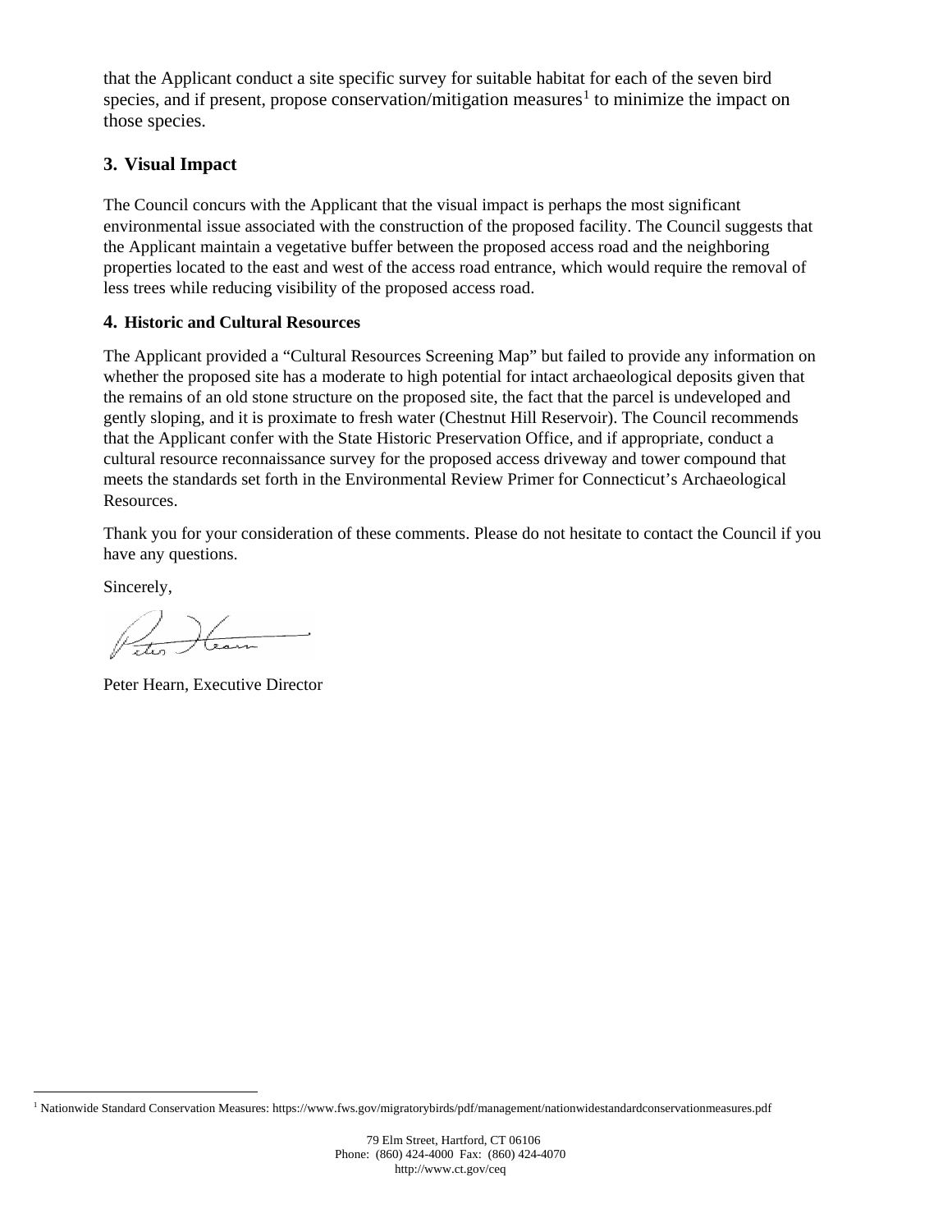that the Applicant conduct a site specific survey for suitable habitat for each of the seven bird species, and if present, propose conservation/mitigation measures[1] to minimize the impact on those species.

### 3. Visual Impact

The Council concurs with the Applicant that the visual impact is perhaps the most significant environmental issue associated with the construction of the proposed facility. The Council suggests that the Applicant maintain a vegetative buffer between the proposed access road and the neighboring properties located to the east and west of the access road entrance, which would require the removal of less trees while reducing visibility of the proposed access road.

### 4. Historic and Cultural Resources

The Applicant provided a "Cultural Resources Screening Map" but failed to provide any information on whether the proposed site has a moderate to high potential for intact archaeological deposits given that the remains of an old stone structure on the proposed site, the fact that the parcel is undeveloped and gently sloping, and it is proximate to fresh water (Chestnut Hill Reservoir). The Council recommends that the Applicant confer with the State Historic Preservation Office, and if appropriate, conduct a cultural resource reconnaissance survey for the proposed access driveway and tower compound that meets the standards set forth in the Environmental Review Primer for Connecticut's Archaeological Resources.

Thank you for your consideration of these comments. Please do not hesitate to contact the Council if you have any questions.

Sincerely,

Peter Hearn, Executive Director

[1] Nationwide Standard Conservation Measures: https://www.fws.gov/migratorybirds/pdf/management/nationwidestandardconservationmeasures.pdf

79 Elm Street, Hartford, CT 06106
Phone: (860) 424-4000 Fax: (860) 424-4070
http://www.ct.gov/ceq